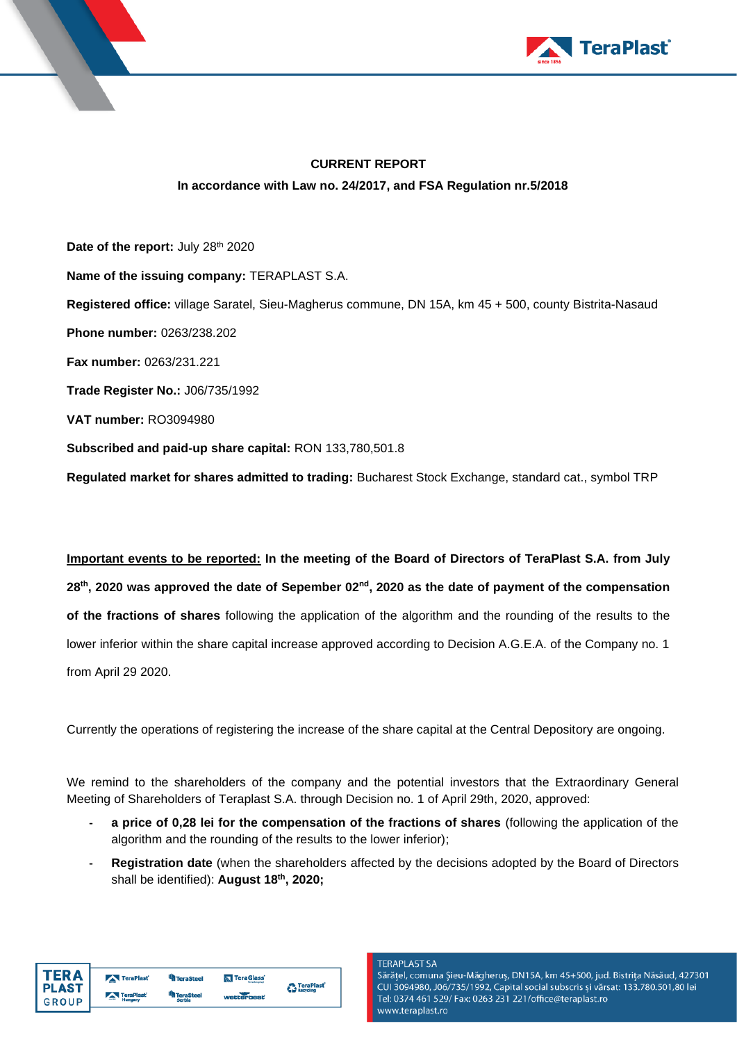**CURRENT REPORT**

**In accordance with Law no. 24/2017, and FSA Regulation nr.5/2018**

**Date of the report:** July 28th 2020

**Name of the issuing company:** TERAPLAST S.A.

**Registered office:** village Saratel, Sieu-Magherus commune, DN 15A, km 45 + 500, county Bistrita-Nasaud

**Phone number:** 0263/238.202

**Fax number:** 0263/231.221

**Trade Register No.:** J06/735/1992

**VAT number:** RO3094980

**Subscribed and paid-up share capital:** RON 133,780,501.8

**Regulated market for shares admitted to trading:** Bucharest Stock Exchange, standard cat., symbol TRP

**Important events to be reported:** **In the meeting of the Board of Directors of TeraPlast S.A. from July 28th, 2020 was approved the date of Sepember 02nd, 2020 as the date of payment of the compensation of the fractions of shares** following the application of the algorithm and the rounding of the results to the lower inferior within the share capital increase approved according to Decision A.G.E.A. of the Company no. 1 from April 29 2020.

Currently the operations of registering the increase of the share capital at the Central Depository are ongoing.

We remind to the shareholders of the company and the potential investors that the Extraordinary General Meeting of Shareholders of Teraplast S.A. through Decision no. 1 of April 29th, 2020, approved:

- **a price of 0,28 lei for the compensation of the fractions of shares** (following the application of the algorithm and the rounding of the results to the lower inferior);
- **Registration date** (when the shareholders affected by the decisions adopted by the Board of Directors shall be identified): **August 18th, 2020;**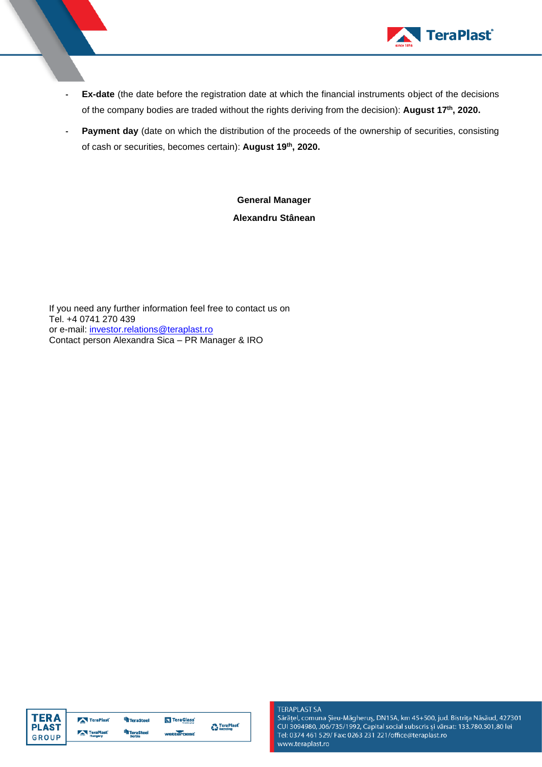- **Ex-date** (the date before the registration date at which the financial instruments object of the decisions of the company bodies are traded without the rights deriving from the decision): **August 17th, 2020.**
- **Payment day** (date on which the distribution of the proceeds of the ownership of securities, consisting of cash or securities, becomes certain): **August 19th, 2020.**

**General Manager**

**Alexandru Stânean**

If you need any further information feel free to contact us on
Tel. +4 0741 270 439
or e-mail: investor.relations@teraplast.ro
Contact person Alexandra Sica – PR Manager & IRO